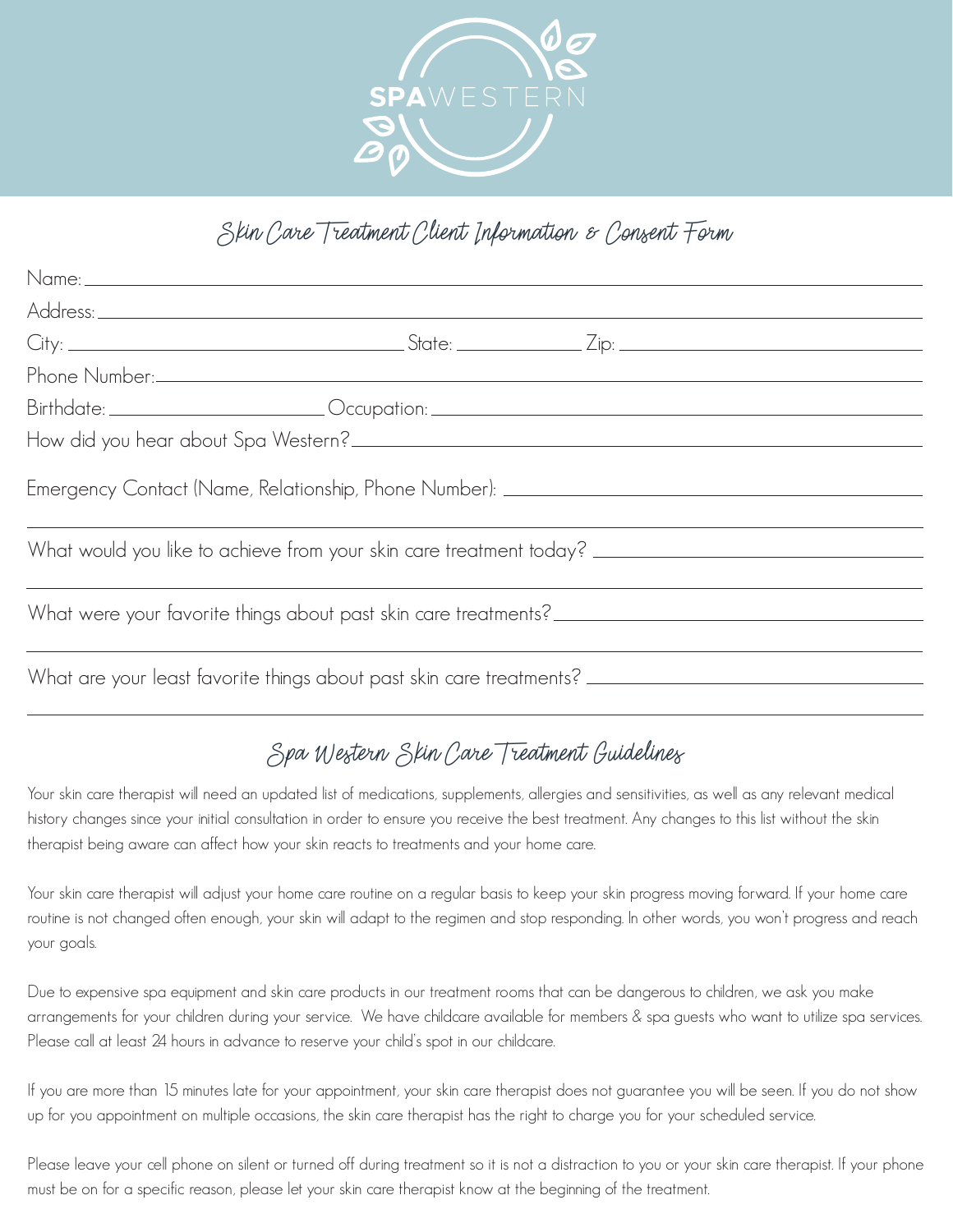SPAWESTERN

# Skin Care Treatment Client Information & Consent Form

Name: ______________________________________________

Address: ______________________________________________

City: ____________________ State: __________ Zip: ____________________

Phone Number: ______________________________________________

Birthdate: ____________________ Occupation: ______________________________

How did you hear about Spa Western? ______________________________

Emergency Contact (Name, Relationship, Phone Number): ______________________________

______________________________________________

What would you like to achieve from your skin care treatment today? ______________________________

______________________________________________

What were your favorite things about past skin care treatments? ______________________________

______________________________________________

What are your least favorite things about past skin care treatments? ______________________________

______________________________________________

## Spa Western Skin Care Treatment Guidelines

Your skin care therapist will need an updated list of medications, supplements, allergies and sensitivities, as well as any relevant medical history changes since your initial consultation in order to ensure you receive the best treatment. Any changes to this list without the skin therapist being aware can affect how your skin reacts to treatments and your home care.

Your skin care therapist will adjust your home care routine on a regular basis to keep your skin progress moving forward. If your home care routine is not changed often enough, your skin will adapt to the regimen and stop responding. In other words, you won't progress and reach your goals.

Due to expensive spa equipment and skin care products in our treatment rooms that can be dangerous to children, we ask you make arrangements for your children during your service. We have childcare available for members & spa guests who want to utilize spa services. Please call at least 24 hours in advance to reserve your child's spot in our childcare.

If you are more than 15 minutes late for your appointment, your skin care therapist does not guarantee you will be seen. If you do not show up for you appointment on multiple occasions, the skin care therapist has the right to charge you for your scheduled service.

Please leave your cell phone on silent or turned off during treatment so it is not a distraction to you or your skin care therapist. If your phone must be on for a specific reason, please let your skin care therapist know at the beginning of the treatment.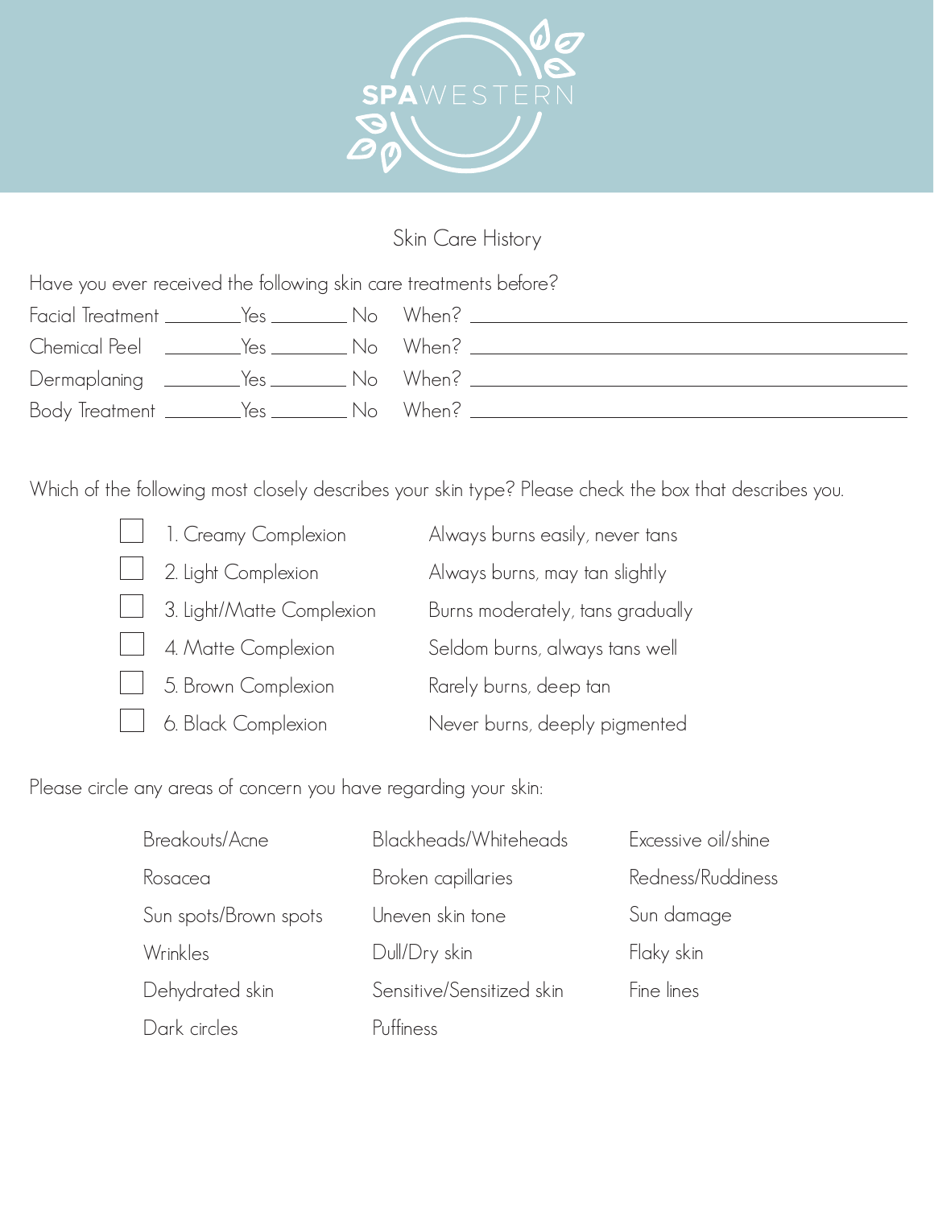# SPAWESTERN

## Skin Care History

Have you ever received the following skin care treatments before?

Facial Treatment ________Yes ________ No When? ______________________________

Chemical Peel ________Yes ________ No When? ______________________________

Dermaplaning ________Yes ________ No When? ______________________________

Body Treatment ________Yes ________ No When? ______________________________

Which of the following most closely describes your skin type? Please check the box that describes you.

| | | |
|---|---|---|
| ☐ | 1. Creamy Complexion | Always burns easily, never tans |
| ☐ | 2. Light Complexion | Always burns, may tan slightly |
| ☐ | 3. Light/Matte Complexion | Burns moderately, tans gradually |
| ☐ | 4. Matte Complexion | Seldom burns, always tans well |
| ☐ | 5. Brown Complexion | Rarely burns, deep tan |
| ☐ | 6. Black Complexion | Never burns, deeply pigmented |

Please circle any areas of concern you have regarding your skin:

| | | |
|---|---|---|
| Breakouts/Acne | Blackheads/Whiteheads | Excessive oil/shine |
| Rosacea | Broken capillaries | Redness/Ruddiness |
| Sun spots/Brown spots | Uneven skin tone | Sun damage |
| Wrinkles | Dull/Dry skin | Flaky skin |
| Dehydrated skin | Sensitive/Sensitized skin | Fine lines |
| Dark circles | Puffiness | |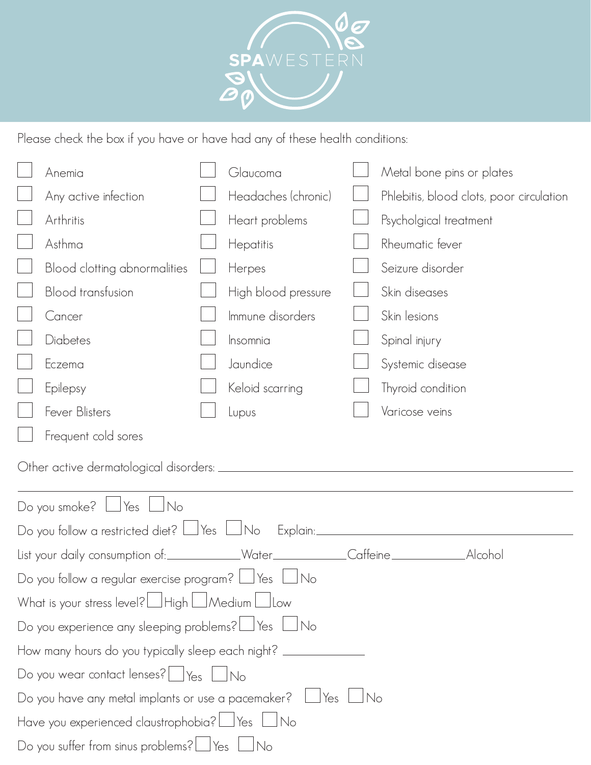# SPAWESTERN

Please check the box if you have or have had any of these health conditions:

- [ ] Anemia
- [ ] Any active infection
- [ ] Arthritis
- [ ] Asthma
- [ ] Blood clotting abnormalities
- [ ] Blood transfusion
- [ ] Cancer
- [ ] Diabetes
- [ ] Eczema
- [ ] Epilepsy
- [ ] Fever Blisters
- [ ] Frequent cold sores
- [ ] Glaucoma
- [ ] Headaches (chronic)
- [ ] Heart problems
- [ ] Hepatitis
- [ ] Herpes
- [ ] High blood pressure
- [ ] Immune disorders
- [ ] Insomnia
- [ ] Jaundice
- [ ] Keloid scarring
- [ ] Lupus
- [ ] Metal bone pins or plates
- [ ] Phlebitis, blood clots, poor circulation
- [ ] Psycholgical treatment
- [ ] Rheumatic fever
- [ ] Seizure disorder
- [ ] Skin diseases
- [ ] Skin lesions
- [ ] Spinal injury
- [ ] Systemic disease
- [ ] Thyroid condition
- [ ] Varicose veins

Other active dermatological disorders: ______________________________

______________________________

Do you smoke? ☐ Yes ☐ No

Do you follow a restricted diet? ☐ Yes ☐ No Explain: ______________________________

List your daily consumption of: __________ Water __________ Caffeine __________ Alcohol

Do you follow a regular exercise program? ☐ Yes ☐ No

What is your stress level? ☐ High ☐ Medium ☐ Low

Do you experience any sleeping problems? ☐ Yes ☐ No

How many hours do you typically sleep each night? __________

Do you wear contact lenses? ☐ Yes ☐ No

Do you have any metal implants or use a pacemaker? ☐ Yes ☐ No

Have you experienced claustrophobia? ☐ Yes ☐ No

Do you suffer from sinus problems? ☐ Yes ☐ No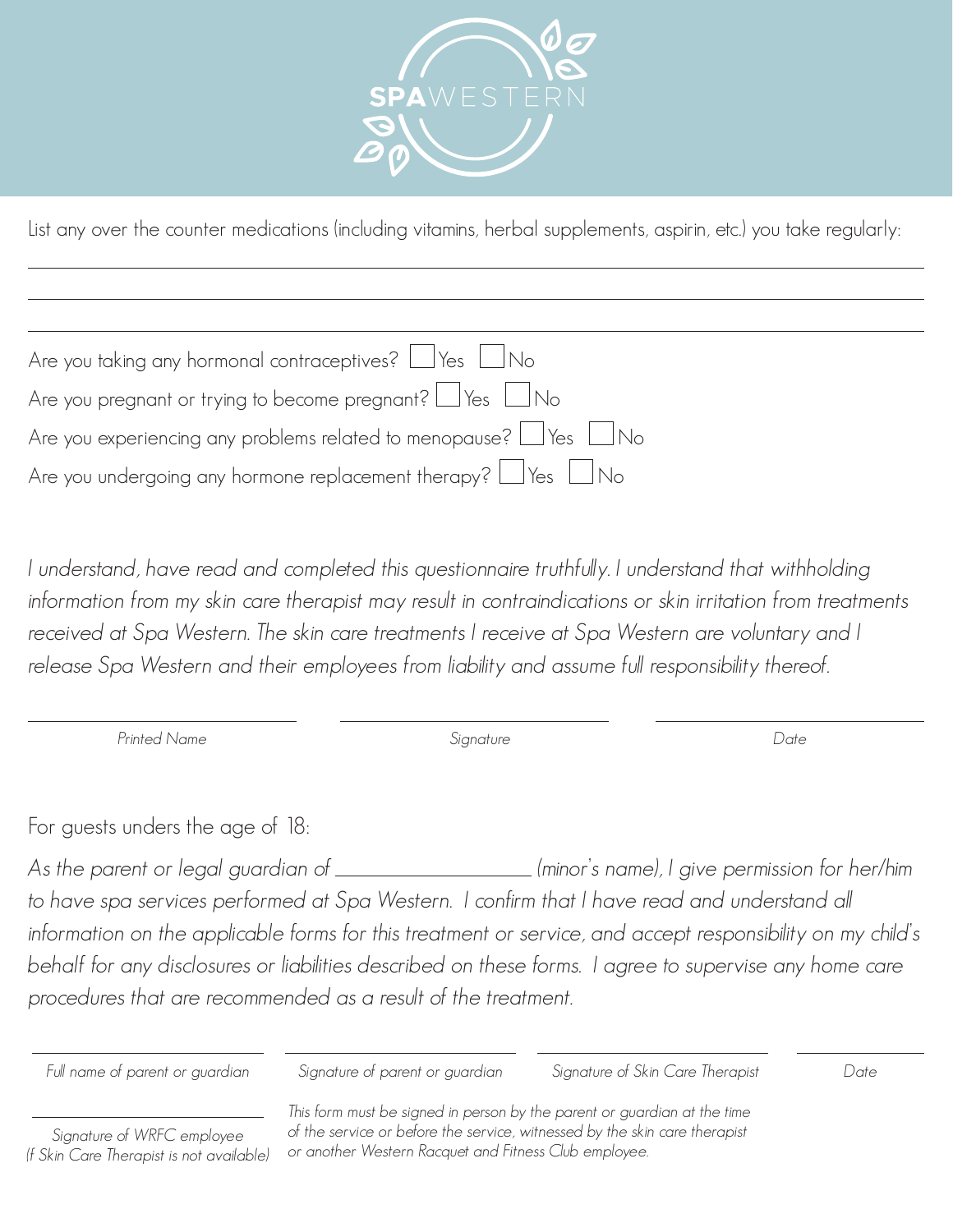**SPA**WESTERN

List any over the counter medications (including vitamins, herbal supplements, aspirin, etc.) you take regularly:

\_\_\_\_\_\_\_\_\_\_\_\_\_\_\_\_\_\_\_\_\_\_\_\_\_\_\_\_\_\_\_\_\_\_\_\_\_\_\_\_\_\_\_\_\_\_\_\_\_\_\_\_\_\_\_\_\_\_\_\_

\_\_\_\_\_\_\_\_\_\_\_\_\_\_\_\_\_\_\_\_\_\_\_\_\_\_\_\_\_\_\_\_\_\_\_\_\_\_\_\_\_\_\_\_\_\_\_\_\_\_\_\_\_\_\_\_\_\_\_\_

\_\_\_\_\_\_\_\_\_\_\_\_\_\_\_\_\_\_\_\_\_\_\_\_\_\_\_\_\_\_\_\_\_\_\_\_\_\_\_\_\_\_\_\_\_\_\_\_\_\_\_\_\_\_\_\_\_\_\_\_

Are you taking any hormonal contraceptives? ☐ Yes ☐ No

Are you pregnant or trying to become pregnant? ☐ Yes ☐ No

Are you experiencing any problems related to menopause? ☐ Yes ☐ No

Are you undergoing any hormone replacement therapy? ☐ Yes ☐ No

*I understand, have read and completed this questionnaire truthfully. I understand that withholding information from my skin care therapist may result in contraindications or skin irritation from treatments received at Spa Western. The skin care treatments I receive at Spa Western are voluntary and I release Spa Western and their employees from liability and assume full responsibility thereof.*

| \_\_\_\_\_\_\_\_\_\_\_\_\_\_\_\_\_\_\_\_ | \_\_\_\_\_\_\_\_\_\_\_\_\_\_\_\_\_\_\_\_ | \_\_\_\_\_\_\_\_\_\_\_\_\_\_\_\_\_\_\_\_ |
|---|---|---|
| *Printed Name* | *Signature* | *Date* |

For guests unders the age of 18:

*As the parent or legal guardian of \_\_\_\_\_\_\_\_\_\_\_\_\_\_\_\_\_\_\_\_ (minor's name), I give permission for her/him to have spa services performed at Spa Western. I confirm that I have read and understand all information on the applicable forms for this treatment or service, and accept responsibility on my child's behalf for any disclosures or liabilities described on these forms. I agree to supervise any home care procedures that are recommended as a result of the treatment.*

| \_\_\_\_\_\_\_\_\_\_\_\_\_\_\_\_\_\_\_\_ | \_\_\_\_\_\_\_\_\_\_\_\_\_\_\_\_\_\_\_\_ | \_\_\_\_\_\_\_\_\_\_\_\_\_\_\_\_\_\_\_\_ | \_\_\_\_\_\_\_\_\_\_\_\_ |
|---|---|---|---|
| *Full name of parent or guardian* | *Signature of parent or guardian* | *Signature of Skin Care Therapist* | *Date* |

\_\_\_\_\_\_\_\_\_\_\_\_\_\_\_\_\_\_\_\_

*Signature of WRFC employee (If Skin Care Therapist is not available)*

*This form must be signed in person by the parent or guardian at the time of the service or before the service, witnessed by the skin care therapist or another Western Racquet and Fitness Club employee.*